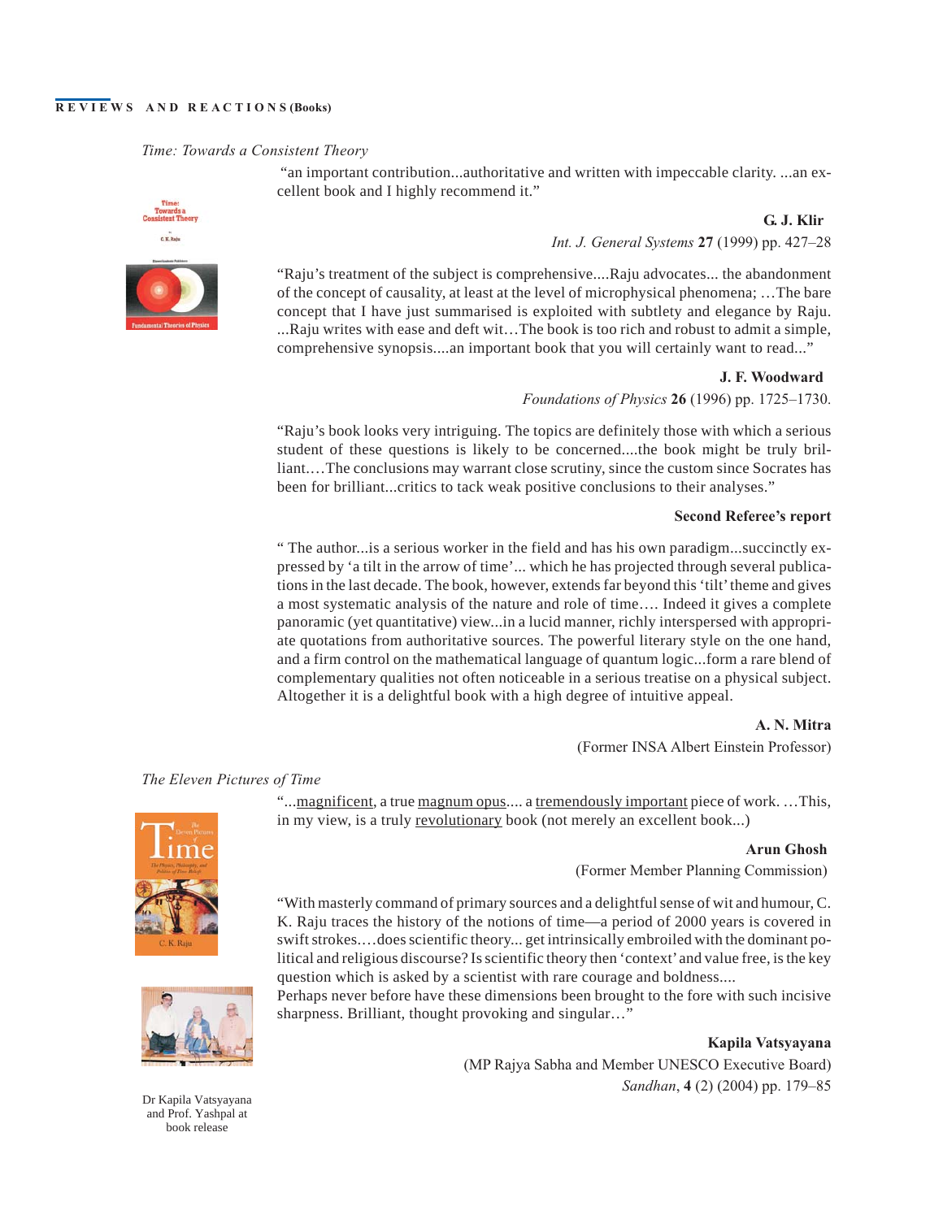# REVIEWS AND REACTIONS (Books)

*Time: Towards a Consistent Theory*

"an important contribution...authoritative and written with impeccable clarity. ...an excellent book and I highly recommend it."

**G. J. Klir**
*Int. J. General Systems* **27** (1999) pp. 427–28

"Raju's treatment of the subject is comprehensive....Raju advocates... the abandonment of the concept of causality, at least at the level of microphysical phenomena; …The bare concept that I have just summarised is exploited with subtlety and elegance by Raju. ...Raju writes with ease and deft wit…The book is too rich and robust to admit a simple, comprehensive synopsis....an important book that you will certainly want to read..."

**J. F. Woodward**
*Foundations of Physics* **26** (1996) pp. 1725–1730.

"Raju's book looks very intriguing. The topics are definitely those with which a serious student of these questions is likely to be concerned....the book might be truly brilliant.…The conclusions may warrant close scrutiny, since the custom since Socrates has been for brilliant...critics to tack weak positive conclusions to their analyses."

**Second Referee's report**

" The author...is a serious worker in the field and has his own paradigm...succinctly expressed by 'a tilt in the arrow of time'... which he has projected through several publications in the last decade. The book, however, extends far beyond this 'tilt' theme and gives a most systematic analysis of the nature and role of time…. Indeed it gives a complete panoramic (yet quantitative) view...in a lucid manner, richly interspersed with appropriate quotations from authoritative sources. The powerful literary style on the one hand, and a firm control on the mathematical language of quantum logic...form a rare blend of complementary qualities not often noticeable in a serious treatise on a physical subject. Altogether it is a delightful book with a high degree of intuitive appeal.

**A. N. Mitra**
(Former INSA Albert Einstein Professor)

*The Eleven Pictures of Time*

"...magnificent, a true magnum opus.... a tremendously important piece of work. …This, in my view, is a truly revolutionary book (not merely an excellent book...)

**Arun Ghosh**
(Former Member Planning Commission)

"With masterly command of primary sources and a delightful sense of wit and humour, C. K. Raju traces the history of the notions of time—a period of 2000 years is covered in swift strokes.…does scientific theory... get intrinsically embroiled with the dominant political and religious discourse? Is scientific theory then 'context' and value free, is the key question which is asked by a scientist with rare courage and boldness....
Perhaps never before have these dimensions been brought to the fore with such incisive sharpness. Brilliant, thought provoking and singular…"

**Kapila Vatsyayana**
(MP Rajya Sabha and Member UNESCO Executive Board)
*Sandhan*, **4** (2) (2004) pp. 179–85

Dr Kapila Vatsyayana and Prof. Yashpal at book release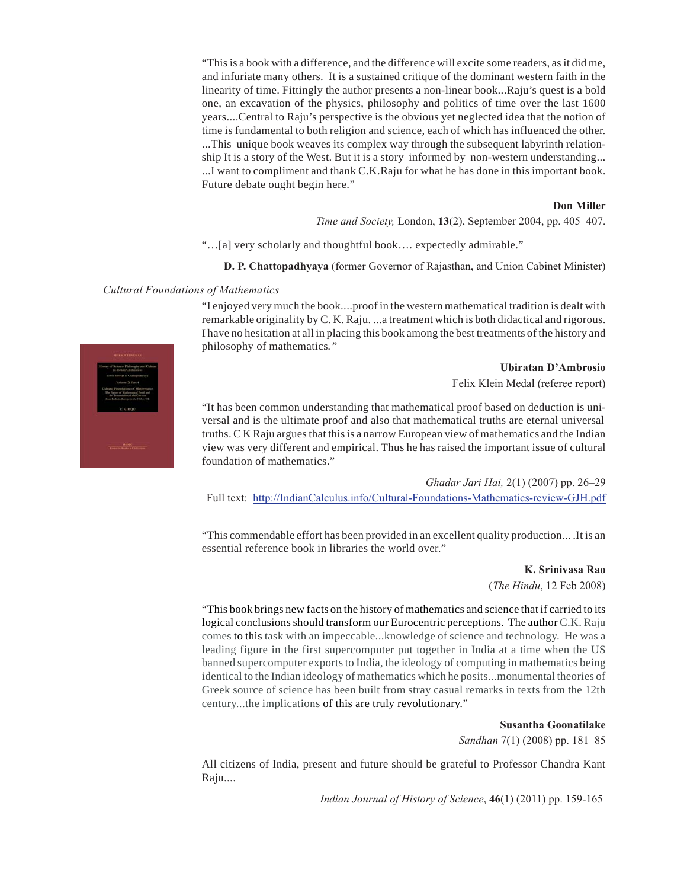"This is a book with a difference, and the difference will excite some readers, as it did me, and infuriate many others. It is a sustained critique of the dominant western faith in the linearity of time. Fittingly the author presents a non-linear book...Raju's quest is a bold one, an excavation of the physics, philosophy and politics of time over the last 1600 years....Central to Raju's perspective is the obvious yet neglected idea that the notion of time is fundamental to both religion and science, each of which has influenced the other. ...This unique book weaves its complex way through the subsequent labyrinth relationship It is a story of the West. But it is a story informed by non-western understanding... ...I want to compliment and thank C.K.Raju for what he has done in this important book. Future debate ought begin here."

**Don Miller**

*Time and Society,* London, **13**(2), September 2004, pp. 405–407.

"…[a] very scholarly and thoughtful book…. expectedly admirable."

**D. P. Chattopadhyaya** (former Governor of Rajasthan, and Union Cabinet Minister)

*Cultural Foundations of Mathematics*

"I enjoyed very much the book....proof in the western mathematical tradition is dealt with remarkable originality by C. K. Raju. ...a treatment which is both didactical and rigorous. I have no hesitation at all in placing this book among the best treatments of the history and philosophy of mathematics."

**Ubiratan D'Ambrosio**

Felix Klein Medal (referee report)

"It has been common understanding that mathematical proof based on deduction is universal and is the ultimate proof and also that mathematical truths are eternal universal truths. C K Raju argues that this is a narrow European view of mathematics and the Indian view was very different and empirical. Thus he has raised the important issue of cultural foundation of mathematics."

*Ghadar Jari Hai,* 2(1) (2007) pp. 26–29

Full text: http://IndianCalculus.info/Cultural-Foundations-Mathematics-review-GJH.pdf

"This commendable effort has been provided in an excellent quality production... .It is an essential reference book in libraries the world over."

**K. Srinivasa Rao**

(*The Hindu*, 12 Feb 2008)

"This book brings new facts on the history of mathematics and science that if carried to its logical conclusions should transform our Eurocentric perceptions. The author C.K. Raju comes to this task with an impeccable...knowledge of science and technology. He was a leading figure in the first supercomputer put together in India at a time when the US banned supercomputer exports to India, the ideology of computing in mathematics being identical to the Indian ideology of mathematics which he posits...monumental theories of Greek source of science has been built from stray casual remarks in texts from the 12th century...the implications of this are truly revolutionary."

**Susantha Goonatilake**

*Sandhan* 7(1) (2008) pp. 181–85

All citizens of India, present and future should be grateful to Professor Chandra Kant Raju....

*Indian Journal of History of Science*, **46**(1) (2011) pp. 159-165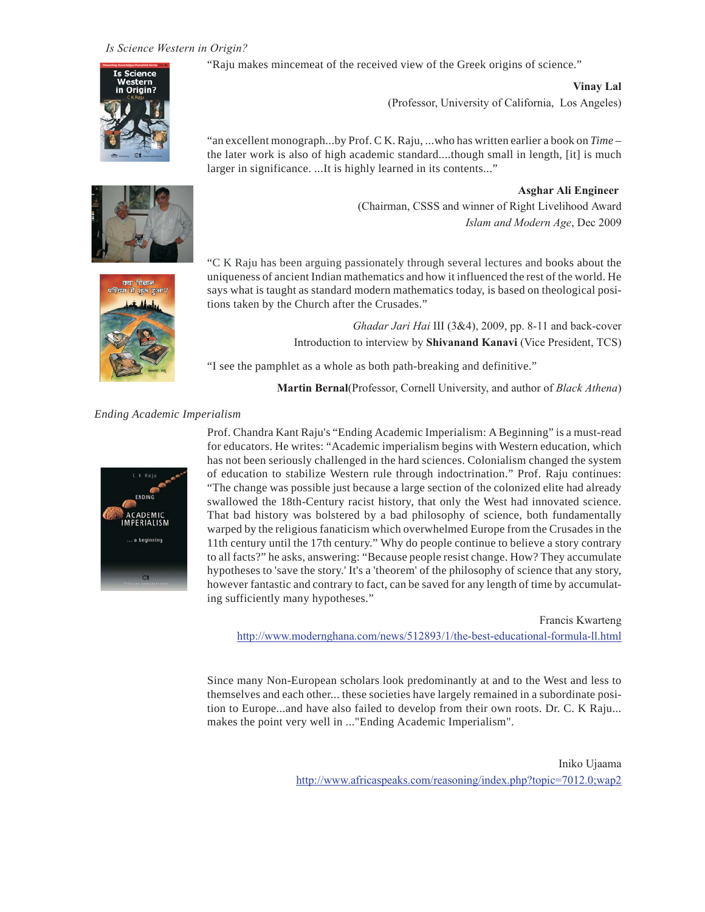*Is Science Western in Origin?*

"Raju makes mincemeat of the received view of the Greek origins of science."

**Vinay Lal**
(Professor, University of California, Los Angeles)

"an excellent monograph...by Prof. C K. Raju, ...who has written earlier a book on *Time* – the later work is also of high academic standard....though small in length, [it] is much larger in significance. ...It is highly learned in its contents..."

**Asghar Ali Engineer**
(Chairman, CSSS and winner of Right Livelihood Award
*Islam and Modern Age*, Dec 2009

"C K Raju has been arguing passionately through several lectures and books about the uniqueness of ancient Indian mathematics and how it influenced the rest of the world. He says what is taught as standard modern mathematics today, is based on theological positions taken by the Church after the Crusades."

*Ghadar Jari Hai* III (3&4), 2009, pp. 8-11 and back-cover
Introduction to interview by **Shivanand Kanavi** (Vice President, TCS)

"I see the pamphlet as a whole as both path-breaking and definitive."

**Martin Bernal**(Professor, Cornell University, and author of *Black Athena*)

*Ending Academic Imperialism*

Prof. Chandra Kant Raju's "Ending Academic Imperialism: A Beginning" is a must-read for educators. He writes: "Academic imperialism begins with Western education, which has not been seriously challenged in the hard sciences. Colonialism changed the system of education to stabilize Western rule through indoctrination." Prof. Raju continues: "The change was possible just because a large section of the colonized elite had already swallowed the 18th-Century racist history, that only the West had innovated science. That bad history was bolstered by a bad philosophy of science, both fundamentally warped by the religious fanaticism which overwhelmed Europe from the Crusades in the 11th century until the 17th century." Why do people continue to believe a story contrary to all facts?" he asks, answering: "Because people resist change. How? They accumulate hypotheses to 'save the story.' It's a 'theorem' of the philosophy of science that any story, however fantastic and contrary to fact, can be saved for any length of time by accumulating sufficiently many hypotheses."

Francis Kwarteng
http://www.modernghana.com/news/512893/1/the-best-educational-formula-ll.html

Since many Non-European scholars look predominantly at and to the West and less to themselves and each other... these societies have largely remained in a subordinate position to Europe...and have also failed to develop from their own roots. Dr. C. K Raju... makes the point very well in ..."Ending Academic Imperialism".

Iniko Ujaama
http://www.africaspeaks.com/reasoning/index.php?topic=7012.0;wap2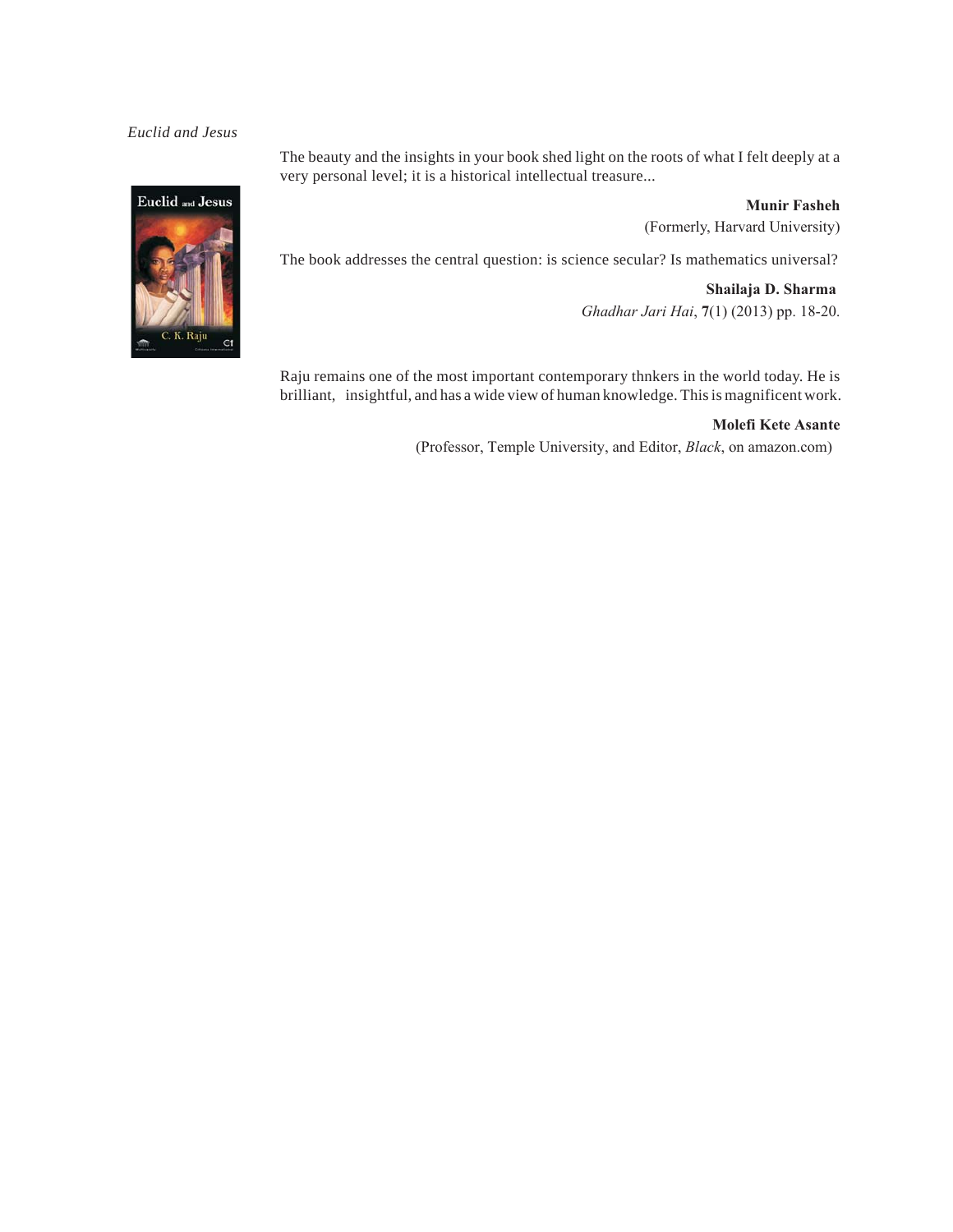*Euclid and Jesus*

The beauty and the insights in your book shed light on the roots of what I felt deeply at a very personal level; it is a historical intellectual treasure...

**Munir Fasheh**
(Formerly, Harvard University)

The book addresses the central question: is science secular? Is mathematics universal?

**Shailaja D. Sharma**
*Ghadhar Jari Hai*, **7**(1) (2013) pp. 18-20.

Raju remains one of the most important contemporary thnkers in the world today. He is brilliant, insightful, and has a wide view of human knowledge. This is magnificent work.

**Molefi Kete Asante**
(Professor, Temple University, and Editor, *Black*, on amazon.com)